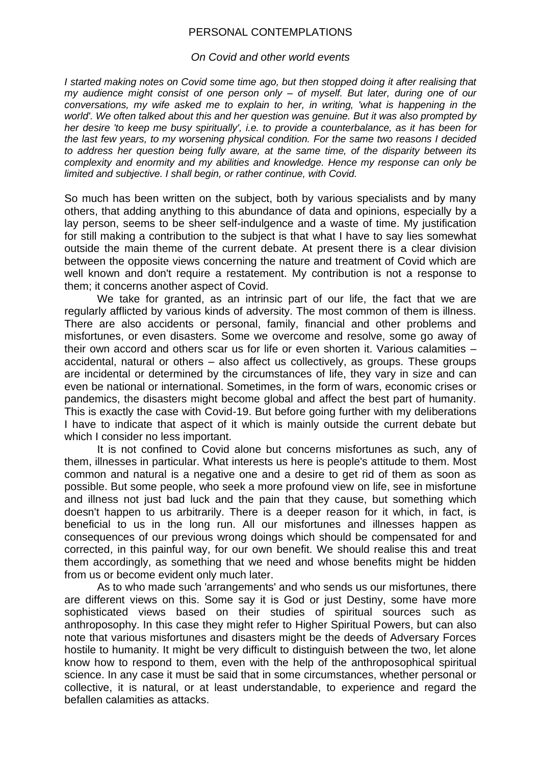# PERSONAL CONTEMPLATIONS

## *On Covid and other world events*

*I started making notes on Covid some time ago, but then stopped doing it after realising that my audience might consist of one person only – of myself. But later, during one of our conversations, my wife asked me to explain to her, in writing, 'what is happening in the world'. We often talked about this and her question was genuine. But it was also prompted by her desire 'to keep me busy spiritually', i.e. to provide a counterbalance, as it has been for the last few years, to my worsening physical condition. For the same two reasons I decided to address her question being fully aware, at the same time, of the disparity between its complexity and enormity and my abilities and knowledge. Hence my response can only be limited and subjective. I shall begin, or rather continue, with Covid.*

So much has been written on the subject, both by various specialists and by many others, that adding anything to this abundance of data and opinions, especially by a lay person, seems to be sheer self-indulgence and a waste of time. My justification for still making a contribution to the subject is that what I have to say lies somewhat outside the main theme of the current debate. At present there is a clear division between the opposite views concerning the nature and treatment of Covid which are well known and don't require a restatement. My contribution is not a response to them; it concerns another aspect of Covid.

We take for granted, as an intrinsic part of our life, the fact that we are regularly afflicted by various kinds of adversity. The most common of them is illness. There are also accidents or personal, family, financial and other problems and misfortunes, or even disasters. Some we overcome and resolve, some go away of their own accord and others scar us for life or even shorten it. Various calamities – accidental, natural or others – also affect us collectively, as groups. These groups are incidental or determined by the circumstances of life, they vary in size and can even be national or international. Sometimes, in the form of wars, economic crises or pandemics, the disasters might become global and affect the best part of humanity. This is exactly the case with Covid-19. But before going further with my deliberations I have to indicate that aspect of it which is mainly outside the current debate but which I consider no less important.

It is not confined to Covid alone but concerns misfortunes as such, any of them, illnesses in particular. What interests us here is people's attitude to them. Most common and natural is a negative one and a desire to get rid of them as soon as possible. But some people, who seek a more profound view on life, see in misfortune and illness not just bad luck and the pain that they cause, but something which doesn't happen to us arbitrarily. There is a deeper reason for it which, in fact, is beneficial to us in the long run. All our misfortunes and illnesses happen as consequences of our previous wrong doings which should be compensated for and corrected, in this painful way, for our own benefit. We should realise this and treat them accordingly, as something that we need and whose benefits might be hidden from us or become evident only much later.

As to who made such 'arrangements' and who sends us our misfortunes, there are different views on this. Some say it is God or just Destiny, some have more sophisticated views based on their studies of spiritual sources such as anthroposophy. In this case they might refer to Higher Spiritual Powers, but can also note that various misfortunes and disasters might be the deeds of Adversary Forces hostile to humanity. It might be very difficult to distinguish between the two, let alone know how to respond to them, even with the help of the anthroposophical spiritual science. In any case it must be said that in some circumstances, whether personal or collective, it is natural, or at least understandable, to experience and regard the befallen calamities as attacks.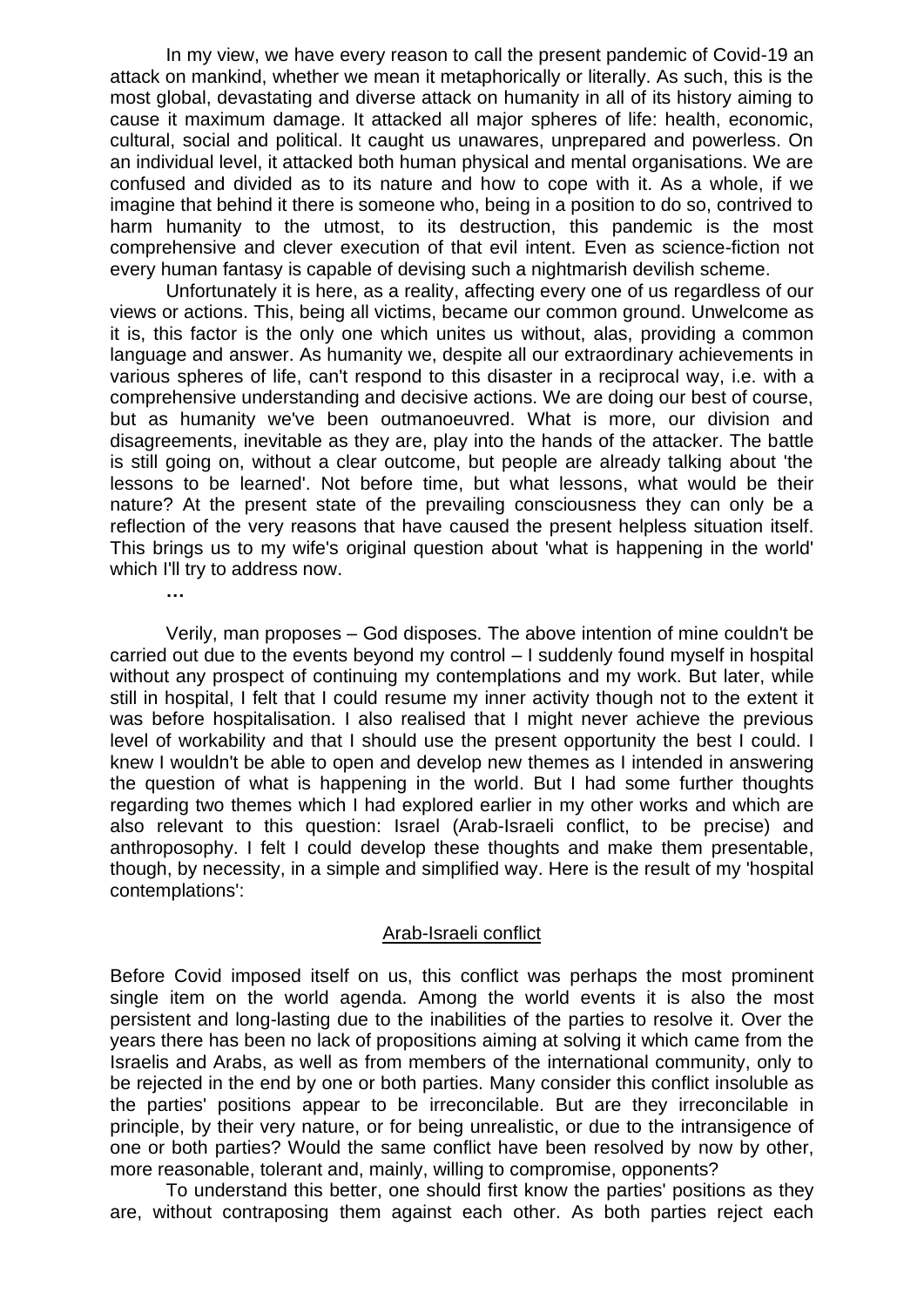In my view, we have every reason to call the present pandemic of Covid-19 an attack on mankind, whether we mean it metaphorically or literally. As such, this is the most global, devastating and diverse attack on humanity in all of its history aiming to cause it maximum damage. It attacked all major spheres of life: health, economic, cultural, social and political. It caught us unawares, unprepared and powerless. On an individual level, it attacked both human physical and mental organisations. We are confused and divided as to its nature and how to cope with it. As a whole, if we imagine that behind it there is someone who, being in a position to do so, contrived to harm humanity to the utmost, to its destruction, this pandemic is the most comprehensive and clever execution of that evil intent. Even as science-fiction not every human fantasy is capable of devising such a nightmarish devilish scheme.

Unfortunately it is here, as a reality, affecting every one of us regardless of our views or actions. This, being all victims, became our common ground. Unwelcome as it is, this factor is the only one which unites us without, alas, providing a common language and answer. As humanity we, despite all our extraordinary achievements in various spheres of life, can't respond to this disaster in a reciprocal way, i.e. with a comprehensive understanding and decisive actions. We are doing our best of course, but as humanity we've been outmanoeuvred. What is more, our division and disagreements, inevitable as they are, play into the hands of the attacker. The battle is still going on, without a clear outcome, but people are already talking about 'the lessons to be learned'. Not before time, but what lessons, what would be their nature? At the present state of the prevailing consciousness they can only be a reflection of the very reasons that have caused the present helpless situation itself. This brings us to my wife's original question about 'what is happening in the world' which I'll try to address now.

**…**

Verily, man proposes – God disposes. The above intention of mine couldn't be carried out due to the events beyond my control – I suddenly found myself in hospital without any prospect of continuing my contemplations and my work. But later, while still in hospital, I felt that I could resume my inner activity though not to the extent it was before hospitalisation. I also realised that I might never achieve the previous level of workability and that I should use the present opportunity the best I could. I knew I wouldn't be able to open and develop new themes as I intended in answering the question of what is happening in the world. But I had some further thoughts regarding two themes which I had explored earlier in my other works and which are also relevant to this question: Israel (Arab-Israeli conflict, to be precise) and anthroposophy. I felt I could develop these thoughts and make them presentable, though, by necessity, in a simple and simplified way. Here is the result of my 'hospital contemplations':

## Arab-Israeli conflict

Before Covid imposed itself on us, this conflict was perhaps the most prominent single item on the world agenda. Among the world events it is also the most persistent and long-lasting due to the inabilities of the parties to resolve it. Over the years there has been no lack of propositions aiming at solving it which came from the Israelis and Arabs, as well as from members of the international community, only to be rejected in the end by one or both parties. Many consider this conflict insoluble as the parties' positions appear to be irreconcilable. But are they irreconcilable in principle, by their very nature, or for being unrealistic, or due to the intransigence of one or both parties? Would the same conflict have been resolved by now by other, more reasonable, tolerant and, mainly, willing to compromise, opponents?

To understand this better, one should first know the parties' positions as they are, without contraposing them against each other. As both parties reject each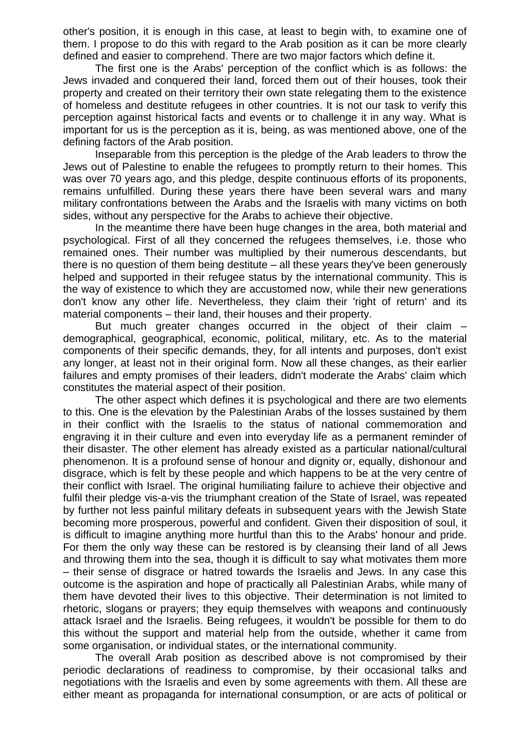other's position, it is enough in this case, at least to begin with, to examine one of them. I propose to do this with regard to the Arab position as it can be more clearly defined and easier to comprehend. There are two major factors which define it.

The first one is the Arabs' perception of the conflict which is as follows: the Jews invaded and conquered their land, forced them out of their houses, took their property and created on their territory their own state relegating them to the existence of homeless and destitute refugees in other countries. It is not our task to verify this perception against historical facts and events or to challenge it in any way. What is important for us is the perception as it is, being, as was mentioned above, one of the defining factors of the Arab position.

Inseparable from this perception is the pledge of the Arab leaders to throw the Jews out of Palestine to enable the refugees to promptly return to their homes. This was over 70 years ago, and this pledge, despite continuous efforts of its proponents, remains unfulfilled. During these years there have been several wars and many military confrontations between the Arabs and the Israelis with many victims on both sides, without any perspective for the Arabs to achieve their objective.

In the meantime there have been huge changes in the area, both material and psychological. First of all they concerned the refugees themselves, i.e. those who remained ones. Their number was multiplied by their numerous descendants, but there is no question of them being destitute – all these years they've been generously helped and supported in their refugee status by the international community. This is the way of existence to which they are accustomed now, while their new generations don't know any other life. Nevertheless, they claim their 'right of return' and its material components – their land, their houses and their property.

But much greater changes occurred in the object of their claim – demographical, geographical, economic, political, military, etc. As to the material components of their specific demands, they, for all intents and purposes, don't exist any longer, at least not in their original form. Now all these changes, as their earlier failures and empty promises of their leaders, didn't moderate the Arabs' claim which constitutes the material aspect of their position.

The other aspect which defines it is psychological and there are two elements to this. One is the elevation by the Palestinian Arabs of the losses sustained by them in their conflict with the Israelis to the status of national commemoration and engraving it in their culture and even into everyday life as a permanent reminder of their disaster. The other element has already existed as a particular national/cultural phenomenon. It is a profound sense of honour and dignity or, equally, dishonour and disgrace, which is felt by these people and which happens to be at the very centre of their conflict with Israel. The original humiliating failure to achieve their objective and fulfil their pledge vis-a-vis the triumphant creation of the State of Israel, was repeated by further not less painful military defeats in subsequent years with the Jewish State becoming more prosperous, powerful and confident. Given their disposition of soul, it is difficult to imagine anything more hurtful than this to the Arabs' honour and pride. For them the only way these can be restored is by cleansing their land of all Jews and throwing them into the sea, though it is difficult to say what motivates them more – their sense of disgrace or hatred towards the Israelis and Jews. In any case this outcome is the aspiration and hope of practically all Palestinian Arabs, while many of them have devoted their lives to this objective. Their determination is not limited to rhetoric, slogans or prayers; they equip themselves with weapons and continuously attack Israel and the Israelis. Being refugees, it wouldn't be possible for them to do this without the support and material help from the outside, whether it came from some organisation, or individual states, or the international community.

The overall Arab position as described above is not compromised by their periodic declarations of readiness to compromise, by their occasional talks and negotiations with the Israelis and even by some agreements with them. All these are either meant as propaganda for international consumption, or are acts of political or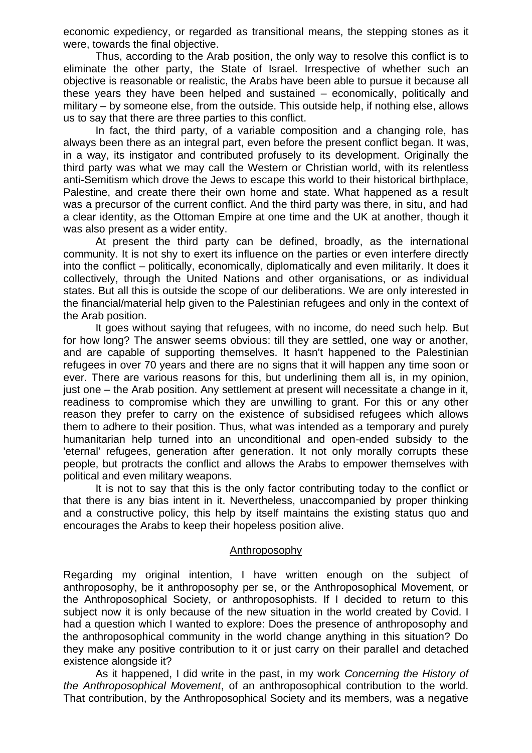economic expediency, or regarded as transitional means, the stepping stones as it were, towards the final objective.

Thus, according to the Arab position, the only way to resolve this conflict is to eliminate the other party, the State of Israel. Irrespective of whether such an objective is reasonable or realistic, the Arabs have been able to pursue it because all these years they have been helped and sustained – economically, politically and military – by someone else, from the outside. This outside help, if nothing else, allows us to say that there are three parties to this conflict.

In fact, the third party, of a variable composition and a changing role, has always been there as an integral part, even before the present conflict began. It was, in a way, its instigator and contributed profusely to its development. Originally the third party was what we may call the Western or Christian world, with its relentless anti-Semitism which drove the Jews to escape this world to their historical birthplace, Palestine, and create there their own home and state. What happened as a result was a precursor of the current conflict. And the third party was there, in situ, and had a clear identity, as the Ottoman Empire at one time and the UK at another, though it was also present as a wider entity.

At present the third party can be defined, broadly, as the international community. It is not shy to exert its influence on the parties or even interfere directly into the conflict – politically, economically, diplomatically and even militarily. It does it collectively, through the United Nations and other organisations, or as individual states. But all this is outside the scope of our deliberations. We are only interested in the financial/material help given to the Palestinian refugees and only in the context of the Arab position.

It goes without saying that refugees, with no income, do need such help. But for how long? The answer seems obvious: till they are settled, one way or another, and are capable of supporting themselves. It hasn't happened to the Palestinian refugees in over 70 years and there are no signs that it will happen any time soon or ever. There are various reasons for this, but underlining them all is, in my opinion, just one – the Arab position. Any settlement at present will necessitate a change in it, readiness to compromise which they are unwilling to grant. For this or any other reason they prefer to carry on the existence of subsidised refugees which allows them to adhere to their position. Thus, what was intended as a temporary and purely humanitarian help turned into an unconditional and open-ended subsidy to the 'eternal' refugees, generation after generation. It not only morally corrupts these people, but protracts the conflict and allows the Arabs to empower themselves with political and even military weapons.

It is not to say that this is the only factor contributing today to the conflict or that there is any bias intent in it. Nevertheless, unaccompanied by proper thinking and a constructive policy, this help by itself maintains the existing status quo and encourages the Arabs to keep their hopeless position alive.

## Anthroposophy

Regarding my original intention, I have written enough on the subject of anthroposophy, be it anthroposophy per se, or the Anthroposophical Movement, or the Anthroposophical Society, or anthroposophists. If I decided to return to this subject now it is only because of the new situation in the world created by Covid. I had a question which I wanted to explore: Does the presence of anthroposophy and the anthroposophical community in the world change anything in this situation? Do they make any positive contribution to it or just carry on their parallel and detached existence alongside it?

As it happened, I did write in the past, in my work *Concerning the History of the Anthroposophical Movement*, of an anthroposophical contribution to the world. That contribution, by the Anthroposophical Society and its members, was a negative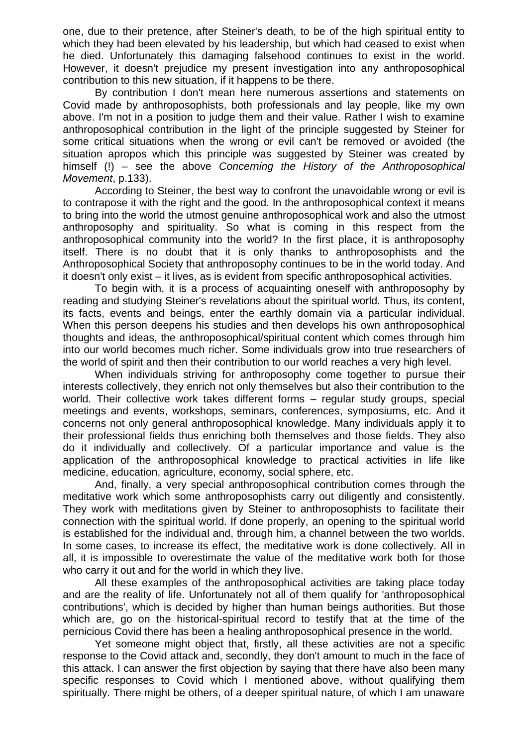one, due to their pretence, after Steiner's death, to be of the high spiritual entity to which they had been elevated by his leadership, but which had ceased to exist when he died. Unfortunately this damaging falsehood continues to exist in the world. However, it doesn't prejudice my present investigation into any anthroposophical contribution to this new situation, if it happens to be there.

By contribution I don't mean here numerous assertions and statements on Covid made by anthroposophists, both professionals and lay people, like my own above. I'm not in a position to judge them and their value. Rather I wish to examine anthroposophical contribution in the light of the principle suggested by Steiner for some critical situations when the wrong or evil can't be removed or avoided (the situation apropos which this principle was suggested by Steiner was created by himself (!) – see the above *Concerning the History of the Anthroposophical Movement*, p.133).

According to Steiner, the best way to confront the unavoidable wrong or evil is to contrapose it with the right and the good. In the anthroposophical context it means to bring into the world the utmost genuine anthroposophical work and also the utmost anthroposophy and spirituality. So what is coming in this respect from the anthroposophical community into the world? In the first place, it is anthroposophy itself. There is no doubt that it is only thanks to anthroposophists and the Anthroposophical Society that anthroposophy continues to be in the world today. And it doesn't only exist – it lives, as is evident from specific anthroposophical activities.

To begin with, it is a process of acquainting oneself with anthroposophy by reading and studying Steiner's revelations about the spiritual world. Thus, its content, its facts, events and beings, enter the earthly domain via a particular individual. When this person deepens his studies and then develops his own anthroposophical thoughts and ideas, the anthroposophical/spiritual content which comes through him into our world becomes much richer. Some individuals grow into true researchers of the world of spirit and then their contribution to our world reaches a very high level.

When individuals striving for anthroposophy come together to pursue their interests collectively, they enrich not only themselves but also their contribution to the world. Their collective work takes different forms – regular study groups, special meetings and events, workshops, seminars, conferences, symposiums, etc. And it concerns not only general anthroposophical knowledge. Many individuals apply it to their professional fields thus enriching both themselves and those fields. They also do it individually and collectively. Of a particular importance and value is the application of the anthroposophical knowledge to practical activities in life like medicine, education, agriculture, economy, social sphere, etc.

And, finally, a very special anthroposophical contribution comes through the meditative work which some anthroposophists carry out diligently and consistently. They work with meditations given by Steiner to anthroposophists to facilitate their connection with the spiritual world. If done properly, an opening to the spiritual world is established for the individual and, through him, a channel between the two worlds. In some cases, to increase its effect, the meditative work is done collectively. All in all, it is impossible to overestimate the value of the meditative work both for those who carry it out and for the world in which they live.

All these examples of the anthroposophical activities are taking place today and are the reality of life. Unfortunately not all of them qualify for 'anthroposophical contributions', which is decided by higher than human beings authorities. But those which are, go on the historical-spiritual record to testify that at the time of the pernicious Covid there has been a healing anthroposophical presence in the world.

Yet someone might object that, firstly, all these activities are not a specific response to the Covid attack and, secondly, they don't amount to much in the face of this attack. I can answer the first objection by saying that there have also been many specific responses to Covid which I mentioned above, without qualifying them spiritually. There might be others, of a deeper spiritual nature, of which I am unaware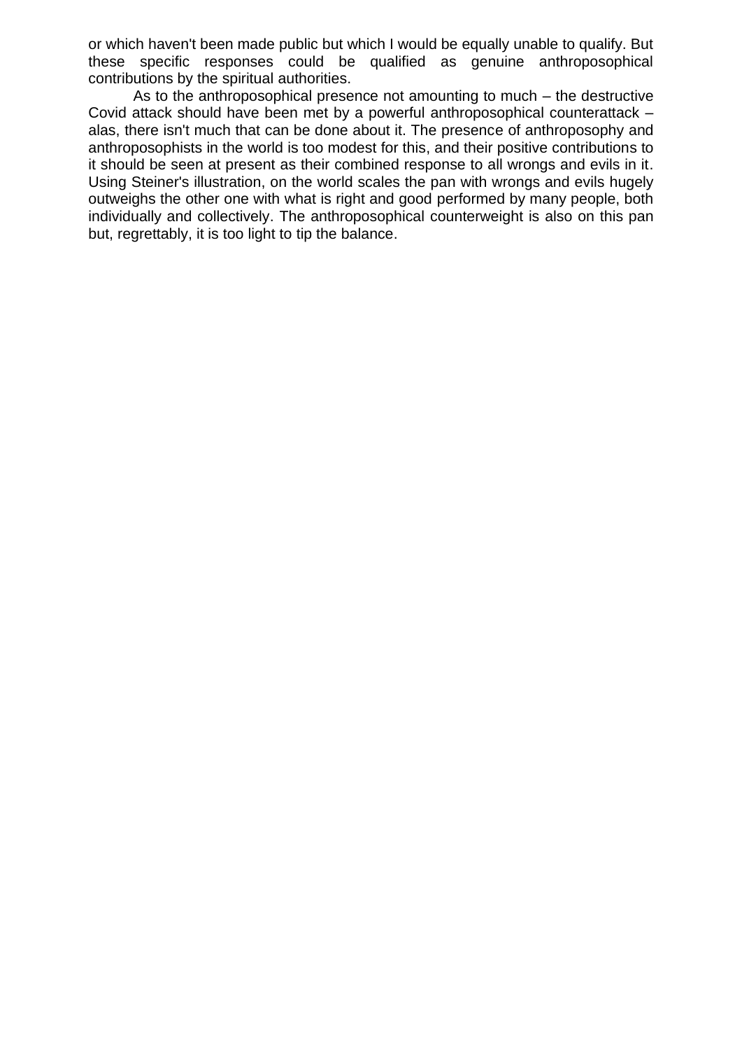or which haven't been made public but which I would be equally unable to qualify. But these specific responses could be qualified as genuine anthroposophical contributions by the spiritual authorities.

As to the anthroposophical presence not amounting to much – the destructive Covid attack should have been met by a powerful anthroposophical counterattack – alas, there isn't much that can be done about it. The presence of anthroposophy and anthroposophists in the world is too modest for this, and their positive contributions to it should be seen at present as their combined response to all wrongs and evils in it. Using Steiner's illustration, on the world scales the pan with wrongs and evils hugely outweighs the other one with what is right and good performed by many people, both individually and collectively. The anthroposophical counterweight is also on this pan but, regrettably, it is too light to tip the balance.